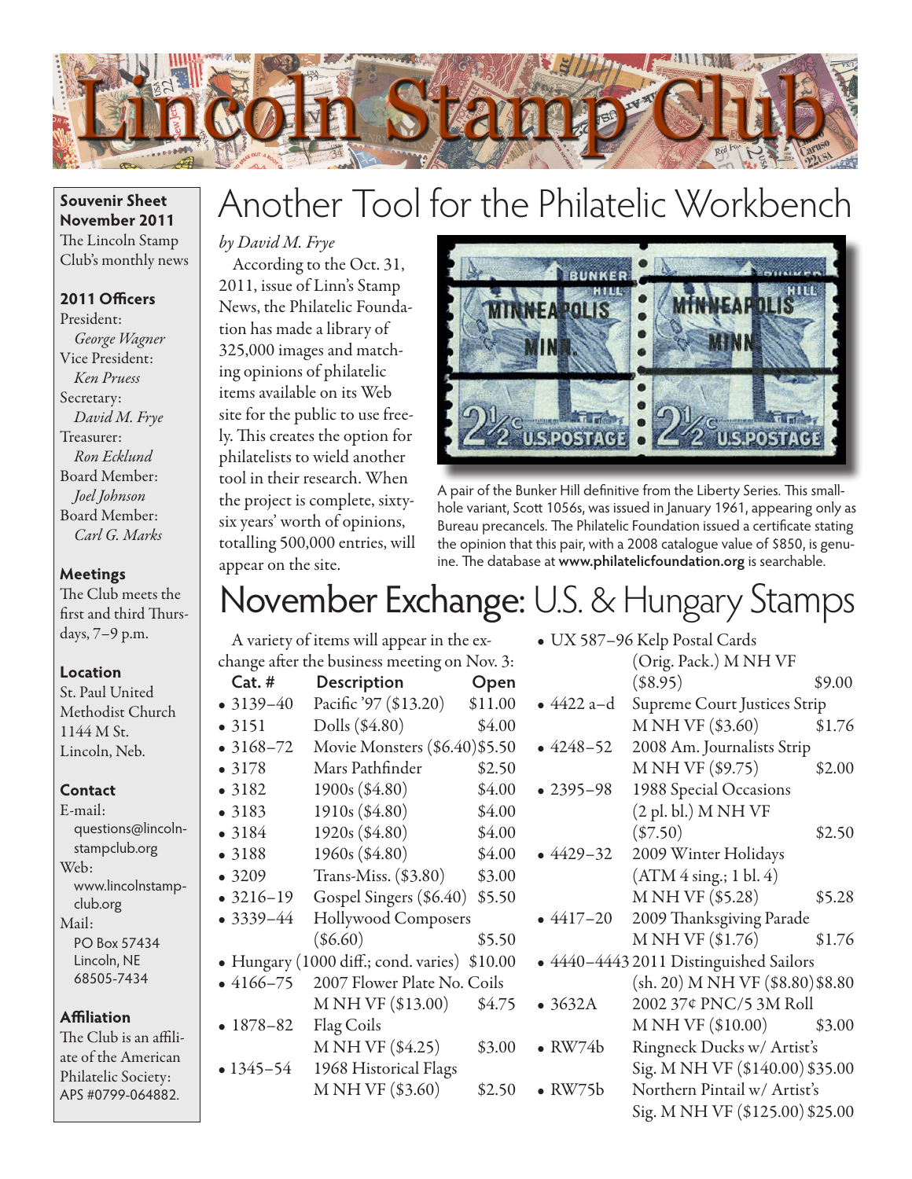# Lincoln Stamp Club

**Souvenir Sheet November 2011**
The Lincoln Stamp Club's monthly news

**2011 Officers**
President:
*George Wagner*
Vice President:
*Ken Pruess*
Secretary:
*David M. Frye*
Treasurer:
*Ron Ecklund*
Board Member:
*Joel Johnson*
Board Member:
*Carl G. Marks*

**Meetings**
The Club meets the first and third Thursdays, 7–9 p.m.

**Location**
St. Paul United Methodist Church
1144 M St.
Lincoln, Neb.

**Contact**
E-mail:
questions@lincolnstampclub.org
Web:
www.lincolnstampclub.org
Mail:
PO Box 57434
Lincoln, NE
68505-7434

**Affiliation**
The Club is an affiliate of the American Philatelic Society: APS #0799-064882.

# Another Tool for the Philatelic Workbench

*by David M. Frye*

According to the Oct. 31, 2011, issue of Linn's Stamp News, the Philatelic Foundation has made a library of 325,000 images and matching opinions of philatelic items available on its Web site for the public to use freely. This creates the option for philatelists to wield another tool in their research. When the project is complete, sixty-six years' worth of opinions, totalling 500,000 entries, will appear on the site.

A pair of the Bunker Hill definitive from the Liberty Series. This small-hole variant, Scott 1056s, was issued in January 1961, appearing only as Bureau precancels. The Philatelic Foundation issued a certificate stating the opinion that this pair, with a 2008 catalogue value of $850, is genuine. The database at **www.philatelicfoundation.org** is searchable.

# November Exchange: U.S. & Hungary Stamps

A variety of items will appear in the exchange after the business meeting on Nov. 3:

| Cat. # | Description | Open |
|---|---|---|
| • 3139–40 | Pacific '97 ($13.20) | $11.00 |
| • 3151 | Dolls ($4.80) | $4.00 |
| • 3168–72 | Movie Monsters ($6.40) | $5.50 |
| • 3178 | Mars Pathfinder | $2.50 |
| • 3182 | 1900s ($4.80) | $4.00 |
| • 3183 | 1910s ($4.80) | $4.00 |
| • 3184 | 1920s ($4.80) | $4.00 |
| • 3188 | 1960s ($4.80) | $4.00 |
| • 3209 | Trans-Miss. ($3.80) | $3.00 |
| • 3216–19 | Gospel Singers ($6.40) | $5.50 |
| • 3339–44 | Hollywood Composers ($6.60) | $5.50 |
| • Hungary | (1000 diff.; cond. varies) | $10.00 |
| • 4166–75 | 2007 Flower Plate No. Coils M NH VF ($13.00) | $4.75 |
| • 1878–82 | Flag Coils M NH VF ($4.25) | $3.00 |
| • 1345–54 | 1968 Historical Flags M NH VF ($3.60) | $2.50 |
| • UX 587–96 | Kelp Postal Cards (Orig. Pack.) M NH VF ($8.95) | $9.00 |
| • 4422 a–d | Supreme Court Justices Strip M NH VF ($3.60) | $1.76 |
| • 4248–52 | 2008 Am. Journalists Strip M NH VF ($9.75) | $2.00 |
| • 2395–98 | 1988 Special Occasions (2 pl. bl.) M NH VF ($7.50) | $2.50 |
| • 4429–32 | 2009 Winter Holidays (ATM 4 sing.; 1 bl. 4) M NH VF ($5.28) | $5.28 |
| • 4417–20 | 2009 Thanksgiving Parade M NH VF ($1.76) | $1.76 |
| • 4440–4443 | 2011 Distinguished Sailors (sh. 20) M NH VF ($8.80) | $8.80 |
| • 3632A | 2002 37¢ PNC/5 3M Roll M NH VF ($10.00) | $3.00 |
| • RW74b | Ringneck Ducks w/ Artist's Sig. M NH VF ($140.00) | $35.00 |
| • RW75b | Northern Pintail w/ Artist's Sig. M NH VF ($125.00) | $25.00 |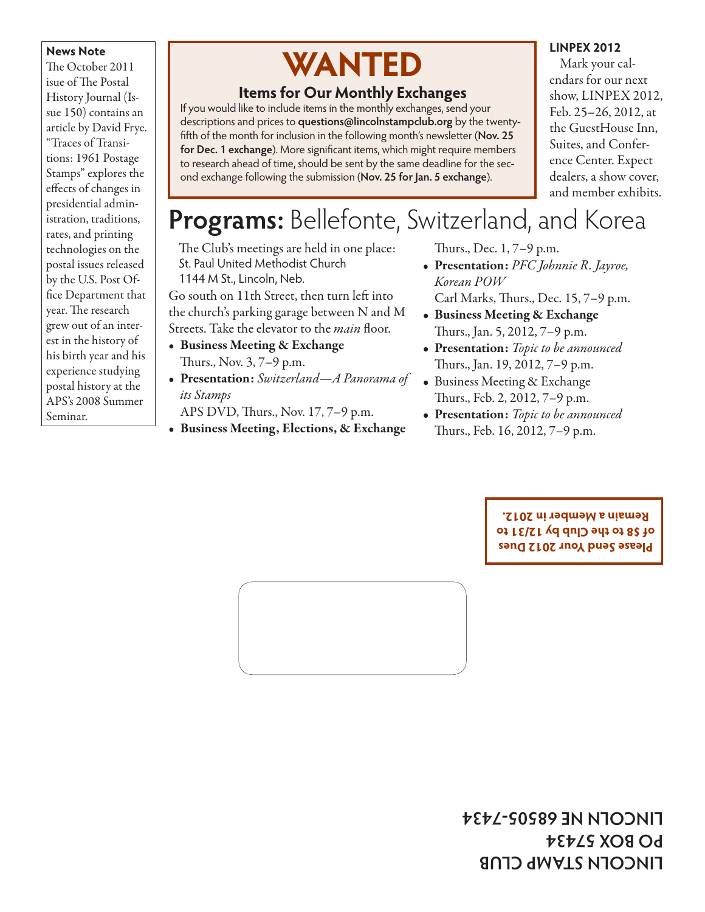**News Note**

The October 2011 issue of The Postal History Journal (Issue 150) contains an article by David Frye. "Traces of Transitions: 1961 Postage Stamps" explores the effects of changes in presidential administration, traditions, rates, and printing technologies on the postal issues released by the U.S. Post Office Department that year. The research grew out of an interest in the history of his birth year and his experience studying postal history at the APS's 2008 Summer Seminar.

# WANTED

## Items for Our Monthly Exchanges

If you would like to include items in the monthly exchanges, send your descriptions and prices to **questions@lincolnstampclub.org** by the twenty-fifth of the month for inclusion in the following month's newsletter (**Nov. 25 for Dec. 1 exchange**). More significant items, which might require members to research ahead of time, should be sent by the same deadline for the second exchange following the submission (**Nov. 25 for Jan. 5 exchange**).

**LINPEX 2012**

Mark your calendars for our next show, LINPEX 2012, Feb. 25–26, 2012, at the GuestHouse Inn, Suites, and Conference Center. Expect dealers, a show cover, and member exhibits.

# **Programs:** Bellefonte, Switzerland, and Korea

The Club's meetings are held in one place:
St. Paul United Methodist Church
1144 M St., Lincoln, Neb.

Go south on 11th Street, then turn left into the church's parking garage between N and M Streets. Take the elevator to the *main* floor.

- **Business Meeting & Exchange**
  Thurs., Nov. 3, 7–9 p.m.
- **Presentation:** *Switzerland—A Panorama of its Stamps*
  APS DVD, Thurs., Nov. 17, 7–9 p.m.
- **Business Meeting, Elections, & Exchange**
  Thurs., Dec. 1, 7–9 p.m.
- **Presentation:** *PFC Johnnie R. Jayroe, Korean POW*
  Carl Marks, Thurs., Dec. 15, 7–9 p.m.
- **Business Meeting & Exchange**
  Thurs., Jan. 5, 2012, 7–9 p.m.
- **Presentation:** *Topic to be announced*
  Thurs., Jan. 19, 2012, 7–9 p.m.
- Business Meeting & Exchange
  Thurs., Feb. 2, 2012, 7–9 p.m.
- **Presentation:** *Topic to be announced*
  Thurs., Feb. 16, 2012, 7–9 p.m.

**Please Send Your 2012 Dues of $8 to the Club by 12/31 to Remain a Member in 2012.**

**LINCOLN STAMP CLUB**
**PO BOX 57434**
**LINCOLN NE 68505-7434**